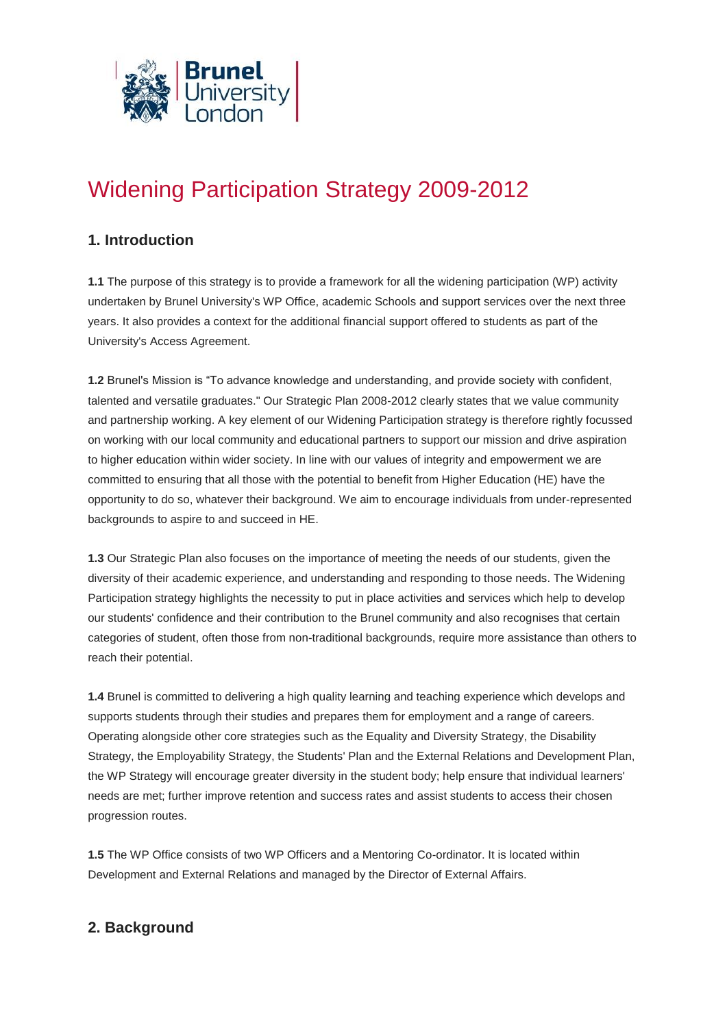# Widening Participation Strategy 2009-2012

## 1. Introduction

**1.1** The purpose of this strategy is to provide a framework for all the widening participation (WP) activity undertaken by Brunel University's WP Office, academic Schools and support services over the next three years. It also provides a context for the additional financial support offered to students as part of the University's Access Agreement.

**1.2** Brunel's Mission is "To advance knowledge and understanding, and provide society with confident, talented and versatile graduates." Our Strategic Plan 2008-2012 clearly states that we value community and partnership working. A key element of our Widening Participation strategy is therefore rightly focussed on working with our local community and educational partners to support our mission and drive aspiration to higher education within wider society. In line with our values of integrity and empowerment we are committed to ensuring that all those with the potential to benefit from Higher Education (HE) have the opportunity to do so, whatever their background. We aim to encourage individuals from under-represented backgrounds to aspire to and succeed in HE.

**1.3** Our Strategic Plan also focuses on the importance of meeting the needs of our students, given the diversity of their academic experience, and understanding and responding to those needs. The Widening Participation strategy highlights the necessity to put in place activities and services which help to develop our students' confidence and their contribution to the Brunel community and also recognises that certain categories of student, often those from non-traditional backgrounds, require more assistance than others to reach their potential.

**1.4** Brunel is committed to delivering a high quality learning and teaching experience which develops and supports students through their studies and prepares them for employment and a range of careers. Operating alongside other core strategies such as the Equality and Diversity Strategy, the Disability Strategy, the Employability Strategy, the Students' Plan and the External Relations and Development Plan, the WP Strategy will encourage greater diversity in the student body; help ensure that individual learners' needs are met; further improve retention and success rates and assist students to access their chosen progression routes.

**1.5** The WP Office consists of two WP Officers and a Mentoring Co-ordinator. It is located within Development and External Relations and managed by the Director of External Affairs.

## 2. Background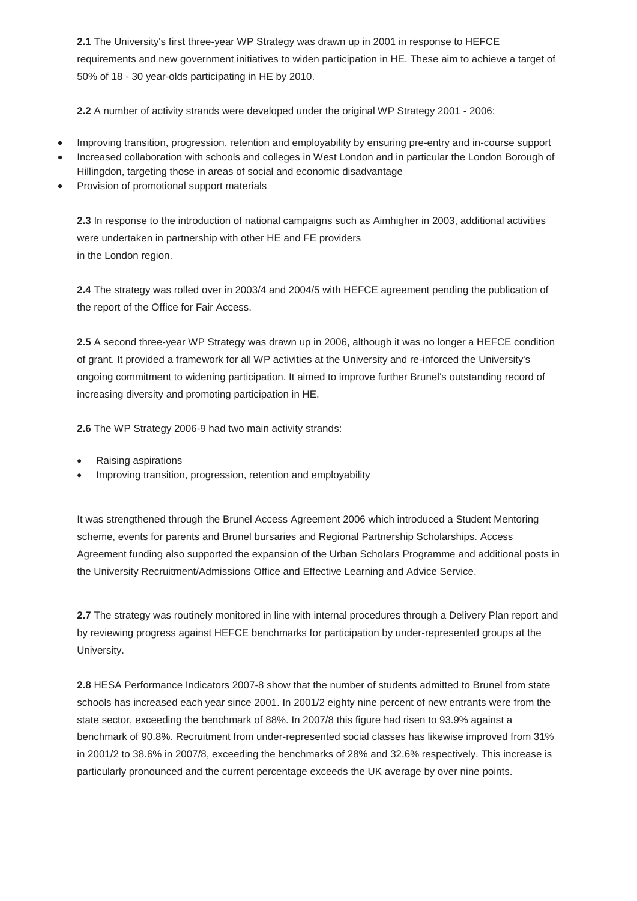**2.1** The University's first three-year WP Strategy was drawn up in 2001 in response to HEFCE requirements and new government initiatives to widen participation in HE. These aim to achieve a target of 50% of 18 - 30 year-olds participating in HE by 2010.

**2.2** A number of activity strands were developed under the original WP Strategy 2001 - 2006:

- Improving transition, progression, retention and employability by ensuring pre-entry and in-course support
- Increased collaboration with schools and colleges in West London and in particular the London Borough of Hillingdon, targeting those in areas of social and economic disadvantage
- Provision of promotional support materials

**2.3** In response to the introduction of national campaigns such as Aimhigher in 2003, additional activities were undertaken in partnership with other HE and FE providers in the London region.

**2.4** The strategy was rolled over in 2003/4 and 2004/5 with HEFCE agreement pending the publication of the report of the Office for Fair Access.

**2.5** A second three-year WP Strategy was drawn up in 2006, although it was no longer a HEFCE condition of grant. It provided a framework for all WP activities at the University and re-inforced the University's ongoing commitment to widening participation. It aimed to improve further Brunel's outstanding record of increasing diversity and promoting participation in HE.

**2.6** The WP Strategy 2006-9 had two main activity strands:

- Raising aspirations
- Improving transition, progression, retention and employability

It was strengthened through the Brunel Access Agreement 2006 which introduced a Student Mentoring scheme, events for parents and Brunel bursaries and Regional Partnership Scholarships. Access Agreement funding also supported the expansion of the Urban Scholars Programme and additional posts in the University Recruitment/Admissions Office and Effective Learning and Advice Service.

**2.7** The strategy was routinely monitored in line with internal procedures through a Delivery Plan report and by reviewing progress against HEFCE benchmarks for participation by under-represented groups at the University.

**2.8** HESA Performance Indicators 2007-8 show that the number of students admitted to Brunel from state schools has increased each year since 2001. In 2001/2 eighty nine percent of new entrants were from the state sector, exceeding the benchmark of 88%. In 2007/8 this figure had risen to 93.9% against a benchmark of 90.8%. Recruitment from under-represented social classes has likewise improved from 31% in 2001/2 to 38.6% in 2007/8, exceeding the benchmarks of 28% and 32.6% respectively. This increase is particularly pronounced and the current percentage exceeds the UK average by over nine points.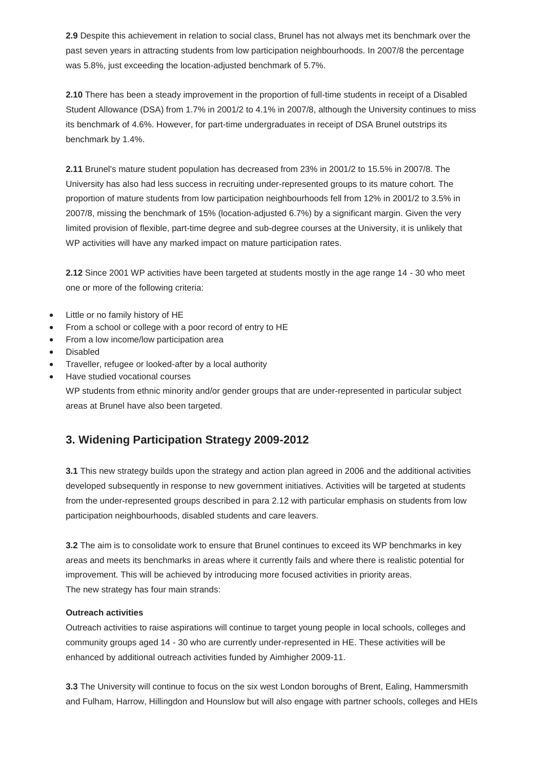**2.9** Despite this achievement in relation to social class, Brunel has not always met its benchmark over the past seven years in attracting students from low participation neighbourhoods. In 2007/8 the percentage was 5.8%, just exceeding the location-adjusted benchmark of 5.7%.

**2.10** There has been a steady improvement in the proportion of full-time students in receipt of a Disabled Student Allowance (DSA) from 1.7% in 2001/2 to 4.1% in 2007/8, although the University continues to miss its benchmark of 4.6%. However, for part-time undergraduates in receipt of DSA Brunel outstrips its benchmark by 1.4%.

**2.11** Brunel's mature student population has decreased from 23% in 2001/2 to 15.5% in 2007/8. The University has also had less success in recruiting under-represented groups to its mature cohort. The proportion of mature students from low participation neighbourhoods fell from 12% in 2001/2 to 3.5% in 2007/8, missing the benchmark of 15% (location-adjusted 6.7%) by a significant margin. Given the very limited provision of flexible, part-time degree and sub-degree courses at the University, it is unlikely that WP activities will have any marked impact on mature participation rates.

**2.12** Since 2001 WP activities have been targeted at students mostly in the age range 14 - 30 who meet one or more of the following criteria:

- Little or no family history of HE
- From a school or college with a poor record of entry to HE
- From a low income/low participation area
- Disabled
- Traveller, refugee or looked-after by a local authority
- Have studied vocational courses

WP students from ethnic minority and/or gender groups that are under-represented in particular subject areas at Brunel have also been targeted.

## 3. Widening Participation Strategy 2009-2012

**3.1** This new strategy builds upon the strategy and action plan agreed in 2006 and the additional activities developed subsequently in response to new government initiatives. Activities will be targeted at students from the under-represented groups described in para 2.12 with particular emphasis on students from low participation neighbourhoods, disabled students and care leavers.

**3.2** The aim is to consolidate work to ensure that Brunel continues to exceed its WP benchmarks in key areas and meets its benchmarks in areas where it currently fails and where there is realistic potential for improvement. This will be achieved by introducing more focused activities in priority areas.
The new strategy has four main strands:

**Outreach activities**

Outreach activities to raise aspirations will continue to target young people in local schools, colleges and community groups aged 14 - 30 who are currently under-represented in HE. These activities will be enhanced by additional outreach activities funded by Aimhigher 2009-11.

**3.3** The University will continue to focus on the six west London boroughs of Brent, Ealing, Hammersmith and Fulham, Harrow, Hillingdon and Hounslow but will also engage with partner schools, colleges and HEIs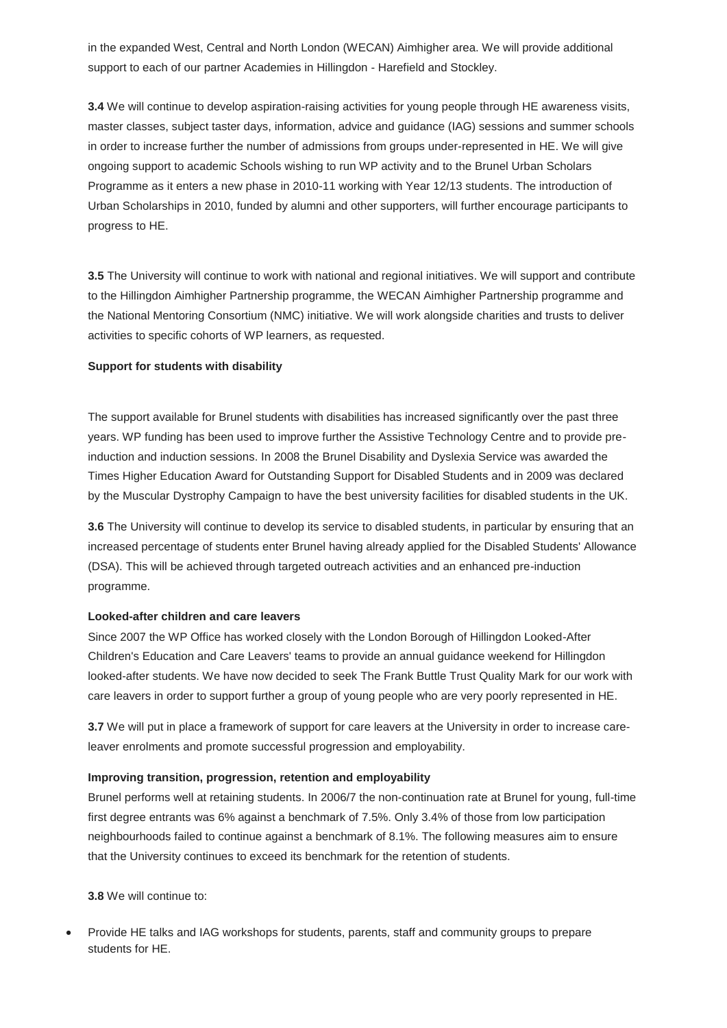in the expanded West, Central and North London (WECAN) Aimhigher area. We will provide additional support to each of our partner Academies in Hillingdon - Harefield and Stockley.

**3.4** We will continue to develop aspiration-raising activities for young people through HE awareness visits, master classes, subject taster days, information, advice and guidance (IAG) sessions and summer schools in order to increase further the number of admissions from groups under-represented in HE. We will give ongoing support to academic Schools wishing to run WP activity and to the Brunel Urban Scholars Programme as it enters a new phase in 2010-11 working with Year 12/13 students. The introduction of Urban Scholarships in 2010, funded by alumni and other supporters, will further encourage participants to progress to HE.

**3.5** The University will continue to work with national and regional initiatives. We will support and contribute to the Hillingdon Aimhigher Partnership programme, the WECAN Aimhigher Partnership programme and the National Mentoring Consortium (NMC) initiative. We will work alongside charities and trusts to deliver activities to specific cohorts of WP learners, as requested.

**Support for students with disability**

The support available for Brunel students with disabilities has increased significantly over the past three years. WP funding has been used to improve further the Assistive Technology Centre and to provide pre-induction and induction sessions. In 2008 the Brunel Disability and Dyslexia Service was awarded the Times Higher Education Award for Outstanding Support for Disabled Students and in 2009 was declared by the Muscular Dystrophy Campaign to have the best university facilities for disabled students in the UK.

**3.6** The University will continue to develop its service to disabled students, in particular by ensuring that an increased percentage of students enter Brunel having already applied for the Disabled Students' Allowance (DSA). This will be achieved through targeted outreach activities and an enhanced pre-induction programme.

**Looked-after children and care leavers**

Since 2007 the WP Office has worked closely with the London Borough of Hillingdon Looked-After Children's Education and Care Leavers' teams to provide an annual guidance weekend for Hillingdon looked-after students. We have now decided to seek The Frank Buttle Trust Quality Mark for our work with care leavers in order to support further a group of young people who are very poorly represented in HE.

**3.7** We will put in place a framework of support for care leavers at the University in order to increase care-leaver enrolments and promote successful progression and employability.

**Improving transition, progression, retention and employability**

Brunel performs well at retaining students. In 2006/7 the non-continuation rate at Brunel for young, full-time first degree entrants was 6% against a benchmark of 7.5%. Only 3.4% of those from low participation neighbourhoods failed to continue against a benchmark of 8.1%. The following measures aim to ensure that the University continues to exceed its benchmark for the retention of students.

**3.8** We will continue to:

- Provide HE talks and IAG workshops for students, parents, staff and community groups to prepare students for HE.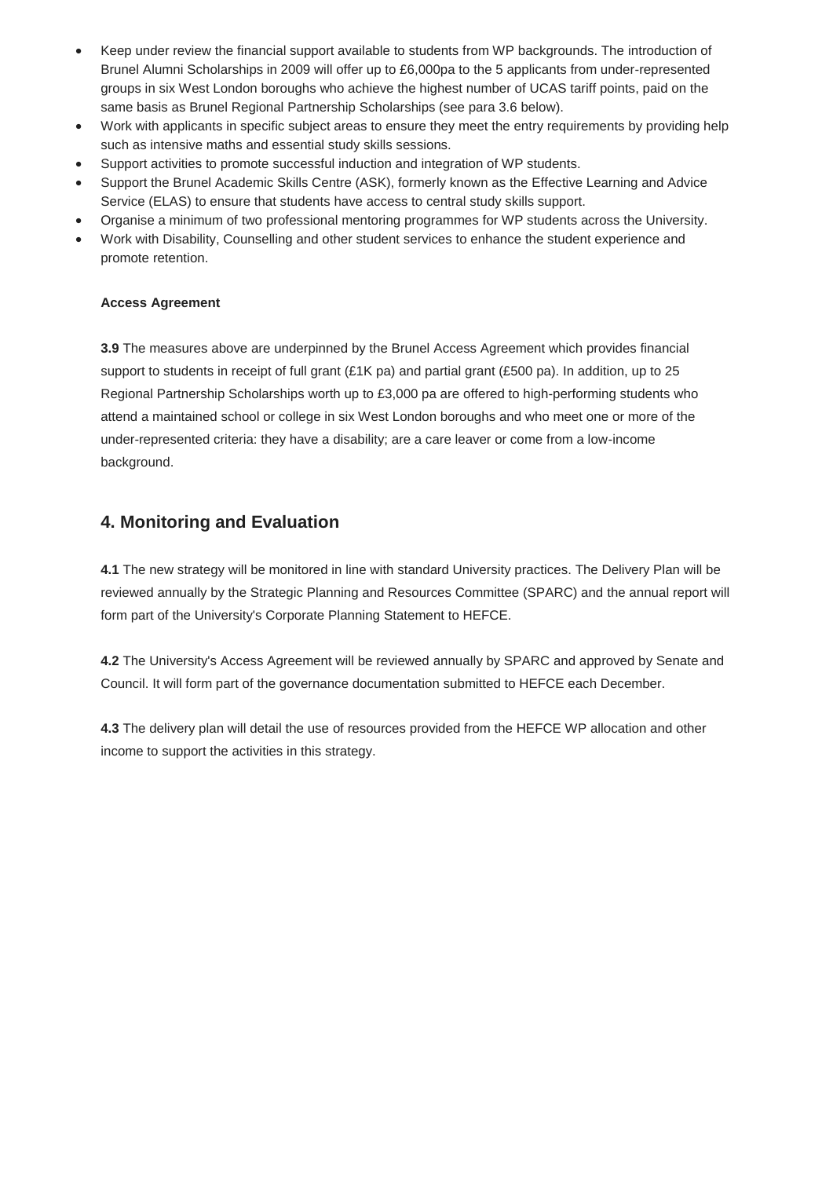- Keep under review the financial support available to students from WP backgrounds. The introduction of Brunel Alumni Scholarships in 2009 will offer up to £6,000pa to the 5 applicants from under-represented groups in six West London boroughs who achieve the highest number of UCAS tariff points, paid on the same basis as Brunel Regional Partnership Scholarships (see para 3.6 below).
- Work with applicants in specific subject areas to ensure they meet the entry requirements by providing help such as intensive maths and essential study skills sessions.
- Support activities to promote successful induction and integration of WP students.
- Support the Brunel Academic Skills Centre (ASK), formerly known as the Effective Learning and Advice Service (ELAS) to ensure that students have access to central study skills support.
- Organise a minimum of two professional mentoring programmes for WP students across the University.
- Work with Disability, Counselling and other student services to enhance the student experience and promote retention.

**Access Agreement**

**3.9** The measures above are underpinned by the Brunel Access Agreement which provides financial support to students in receipt of full grant (£1K pa) and partial grant (£500 pa). In addition, up to 25 Regional Partnership Scholarships worth up to £3,000 pa are offered to high-performing students who attend a maintained school or college in six West London boroughs and who meet one or more of the under-represented criteria: they have a disability; are a care leaver or come from a low-income background.

## 4. Monitoring and Evaluation

**4.1** The new strategy will be monitored in line with standard University practices. The Delivery Plan will be reviewed annually by the Strategic Planning and Resources Committee (SPARC) and the annual report will form part of the University's Corporate Planning Statement to HEFCE.

**4.2** The University's Access Agreement will be reviewed annually by SPARC and approved by Senate and Council. It will form part of the governance documentation submitted to HEFCE each December.

**4.3** The delivery plan will detail the use of resources provided from the HEFCE WP allocation and other income to support the activities in this strategy.